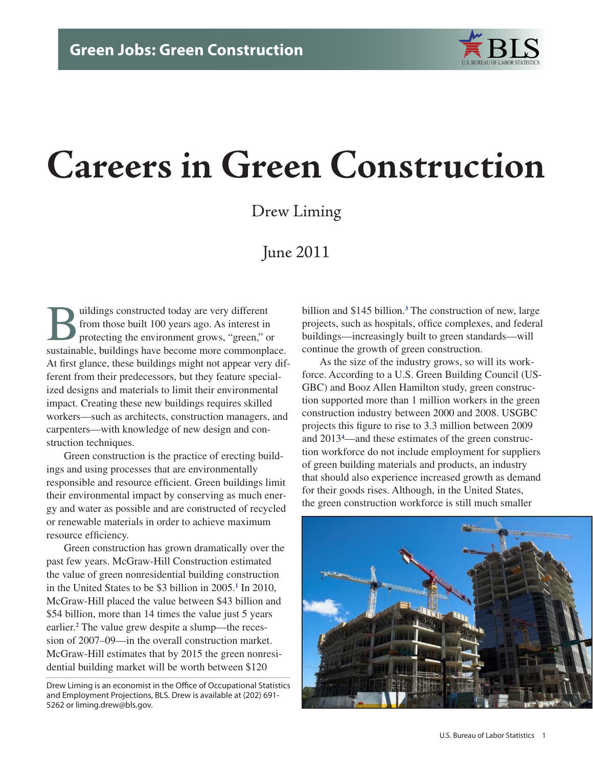# Careers in Green Construction

Drew Liming

June 2011

Buildings constructed today are very different from those built 100 years ago. As interest in protecting the environment grows, "green," or sustainable, buildings have become more commonplace. At first glance, these buildings might not appear very different from their predecessors, but they feature specialized designs and materials to limit their environmental impact. Creating these new buildings requires skilled workers—such as architects, construction managers, and carpenters—with knowledge of new design and construction techniques.

Green construction is the practice of erecting buildings and using processes that are environmentally responsible and resource efficient. Green buildings limit their environmental impact by conserving as much energy and water as possible and are constructed of recycled or renewable materials in order to achieve maximum resource efficiency.

Green construction has grown dramatically over the past few years. McGraw-Hill Construction estimated the value of green nonresidential building construction in the United States to be $3 billion in 2005.[1] In 2010, McGraw-Hill placed the value between $43 billion and $54 billion, more than 14 times the value just 5 years earlier.[2] The value grew despite a slump—the recession of 2007–09—in the overall construction market. McGraw-Hill estimates that by 2015 the green nonresidential building market will be worth between $120 billion and $145 billion.[3] The construction of new, large projects, such as hospitals, office complexes, and federal buildings—increasingly built to green standards—will continue the growth of green construction.

As the size of the industry grows, so will its workforce. According to a U.S. Green Building Council (USGBC) and Booz Allen Hamilton study, green construction supported more than 1 million workers in the green construction industry between 2000 and 2008. USGBC projects this figure to rise to 3.3 million between 2009 and 2013[4]—and these estimates of the green construction workforce do not include employment for suppliers of green building materials and products, an industry that should also experience increased growth as demand for their goods rises. Although, in the United States, the green construction workforce is still much smaller

Drew Liming is an economist in the Office of Occupational Statistics and Employment Projections, BLS. Drew is available at (202) 691-5262 or liming.drew@bls.gov.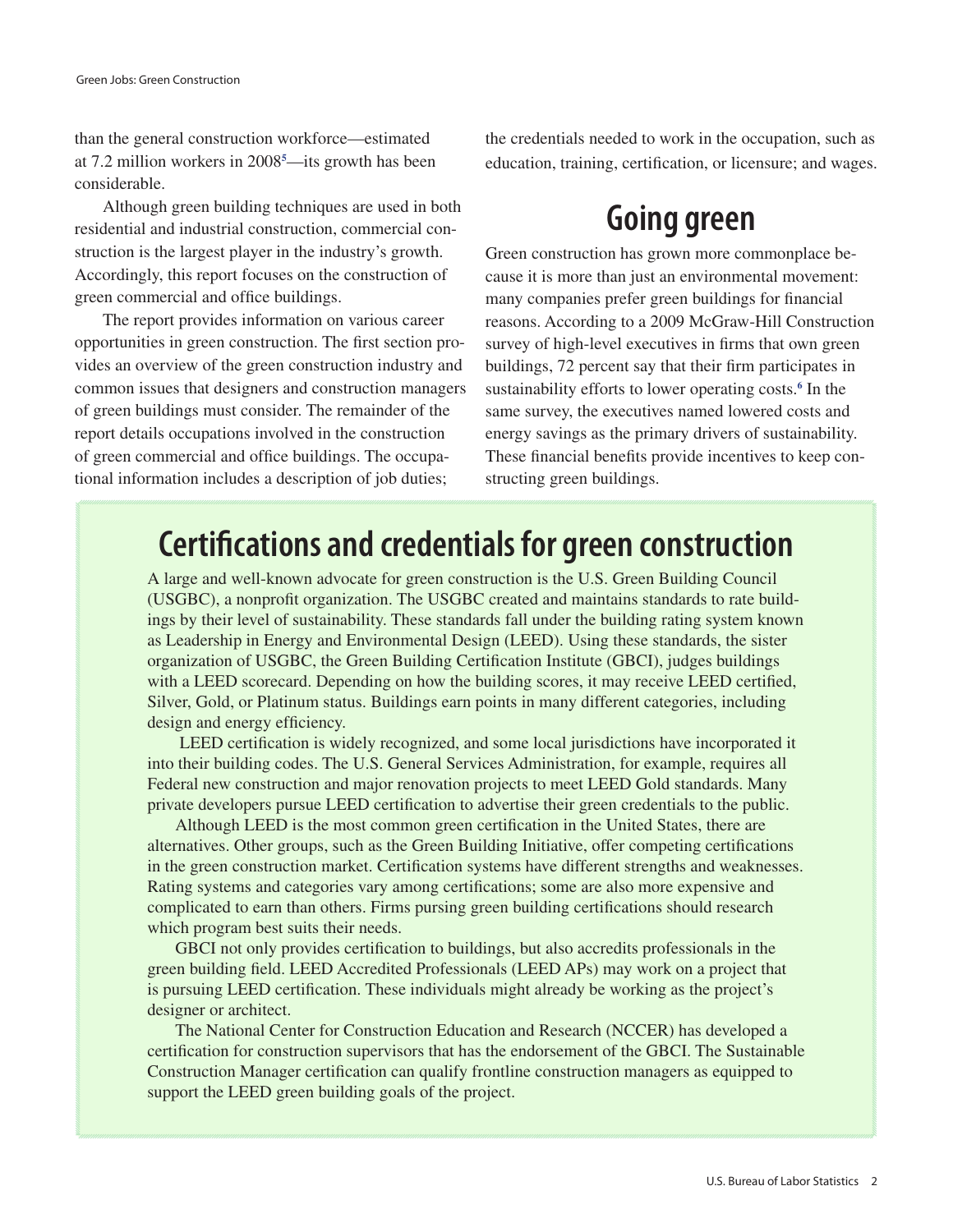than the general construction workforce—estimated at 7.2 million workers in 2008[5]—its growth has been considerable.

Although green building techniques are used in both residential and industrial construction, commercial construction is the largest player in the industry's growth. Accordingly, this report focuses on the construction of green commercial and office buildings.

The report provides information on various career opportunities in green construction. The first section provides an overview of the green construction industry and common issues that designers and construction managers of green buildings must consider. The remainder of the report details occupations involved in the construction of green commercial and office buildings. The occupational information includes a description of job duties; the credentials needed to work in the occupation, such as education, training, certification, or licensure; and wages.

## Going green

Green construction has grown more commonplace because it is more than just an environmental movement: many companies prefer green buildings for financial reasons. According to a 2009 McGraw-Hill Construction survey of high-level executives in firms that own green buildings, 72 percent say that their firm participates in sustainability efforts to lower operating costs.[6] In the same survey, the executives named lowered costs and energy savings as the primary drivers of sustainability. These financial benefits provide incentives to keep constructing green buildings.

## Certifications and credentials for green construction

A large and well-known advocate for green construction is the U.S. Green Building Council (USGBC), a nonprofit organization. The USGBC created and maintains standards to rate buildings by their level of sustainability. These standards fall under the building rating system known as Leadership in Energy and Environmental Design (LEED). Using these standards, the sister organization of USGBC, the Green Building Certification Institute (GBCI), judges buildings with a LEED scorecard. Depending on how the building scores, it may receive LEED certified, Silver, Gold, or Platinum status. Buildings earn points in many different categories, including design and energy efficiency.

LEED certification is widely recognized, and some local jurisdictions have incorporated it into their building codes. The U.S. General Services Administration, for example, requires all Federal new construction and major renovation projects to meet LEED Gold standards. Many private developers pursue LEED certification to advertise their green credentials to the public.

Although LEED is the most common green certification in the United States, there are alternatives. Other groups, such as the Green Building Initiative, offer competing certifications in the green construction market. Certification systems have different strengths and weaknesses. Rating systems and categories vary among certifications; some are also more expensive and complicated to earn than others. Firms pursing green building certifications should research which program best suits their needs.

GBCI not only provides certification to buildings, but also accredits professionals in the green building field. LEED Accredited Professionals (LEED APs) may work on a project that is pursuing LEED certification. These individuals might already be working as the project's designer or architect.

The National Center for Construction Education and Research (NCCER) has developed a certification for construction supervisors that has the endorsement of the GBCI. The Sustainable Construction Manager certification can qualify frontline construction managers as equipped to support the LEED green building goals of the project.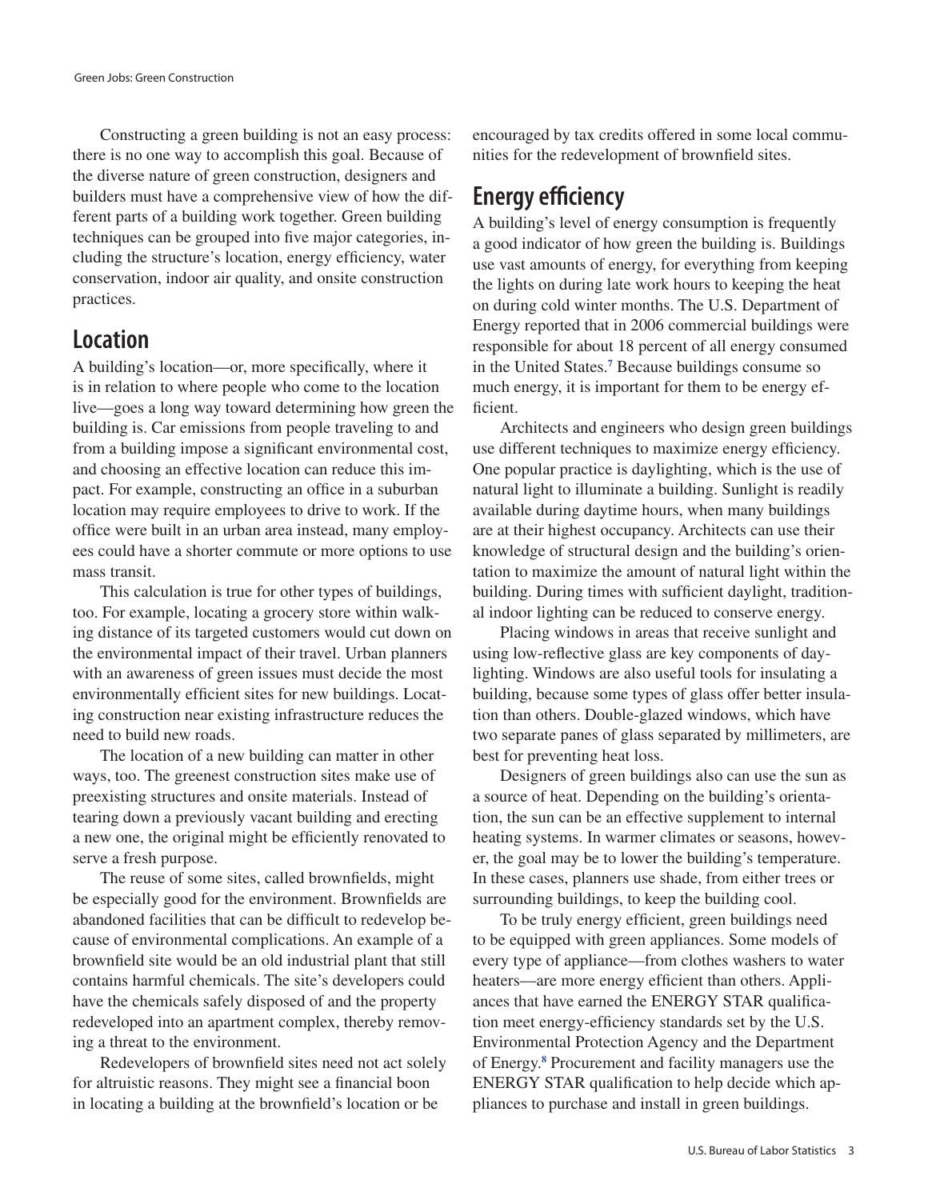Constructing a green building is not an easy process: there is no one way to accomplish this goal. Because of the diverse nature of green construction, designers and builders must have a comprehensive view of how the different parts of a building work together. Green building techniques can be grouped into five major categories, including the structure's location, energy efficiency, water conservation, indoor air quality, and onsite construction practices.

## Location

A building's location—or, more specifically, where it is in relation to where people who come to the location live—goes a long way toward determining how green the building is. Car emissions from people traveling to and from a building impose a significant environmental cost, and choosing an effective location can reduce this impact. For example, constructing an office in a suburban location may require employees to drive to work. If the office were built in an urban area instead, many employees could have a shorter commute or more options to use mass transit.

This calculation is true for other types of buildings, too. For example, locating a grocery store within walking distance of its targeted customers would cut down on the environmental impact of their travel. Urban planners with an awareness of green issues must decide the most environmentally efficient sites for new buildings. Locating construction near existing infrastructure reduces the need to build new roads.

The location of a new building can matter in other ways, too. The greenest construction sites make use of preexisting structures and onsite materials. Instead of tearing down a previously vacant building and erecting a new one, the original might be efficiently renovated to serve a fresh purpose.

The reuse of some sites, called brownfields, might be especially good for the environment. Brownfields are abandoned facilities that can be difficult to redevelop because of environmental complications. An example of a brownfield site would be an old industrial plant that still contains harmful chemicals. The site's developers could have the chemicals safely disposed of and the property redeveloped into an apartment complex, thereby removing a threat to the environment.

Redevelopers of brownfield sites need not act solely for altruistic reasons. They might see a financial boon in locating a building at the brownfield's location or be encouraged by tax credits offered in some local communities for the redevelopment of brownfield sites.

## Energy efficiency

A building's level of energy consumption is frequently a good indicator of how green the building is. Buildings use vast amounts of energy, for everything from keeping the lights on during late work hours to keeping the heat on during cold winter months. The U.S. Department of Energy reported that in 2006 commercial buildings were responsible for about 18 percent of all energy consumed in the United States.[7] Because buildings consume so much energy, it is important for them to be energy efficient.

Architects and engineers who design green buildings use different techniques to maximize energy efficiency. One popular practice is daylighting, which is the use of natural light to illuminate a building. Sunlight is readily available during daytime hours, when many buildings are at their highest occupancy. Architects can use their knowledge of structural design and the building's orientation to maximize the amount of natural light within the building. During times with sufficient daylight, traditional indoor lighting can be reduced to conserve energy.

Placing windows in areas that receive sunlight and using low-reflective glass are key components of daylighting. Windows are also useful tools for insulating a building, because some types of glass offer better insulation than others. Double-glazed windows, which have two separate panes of glass separated by millimeters, are best for preventing heat loss.

Designers of green buildings also can use the sun as a source of heat. Depending on the building's orientation, the sun can be an effective supplement to internal heating systems. In warmer climates or seasons, however, the goal may be to lower the building's temperature. In these cases, planners use shade, from either trees or surrounding buildings, to keep the building cool.

To be truly energy efficient, green buildings need to be equipped with green appliances. Some models of every type of appliance—from clothes washers to water heaters—are more energy efficient than others. Appliances that have earned the ENERGY STAR qualification meet energy-efficiency standards set by the U.S. Environmental Protection Agency and the Department of Energy.[8] Procurement and facility managers use the ENERGY STAR qualification to help decide which appliances to purchase and install in green buildings.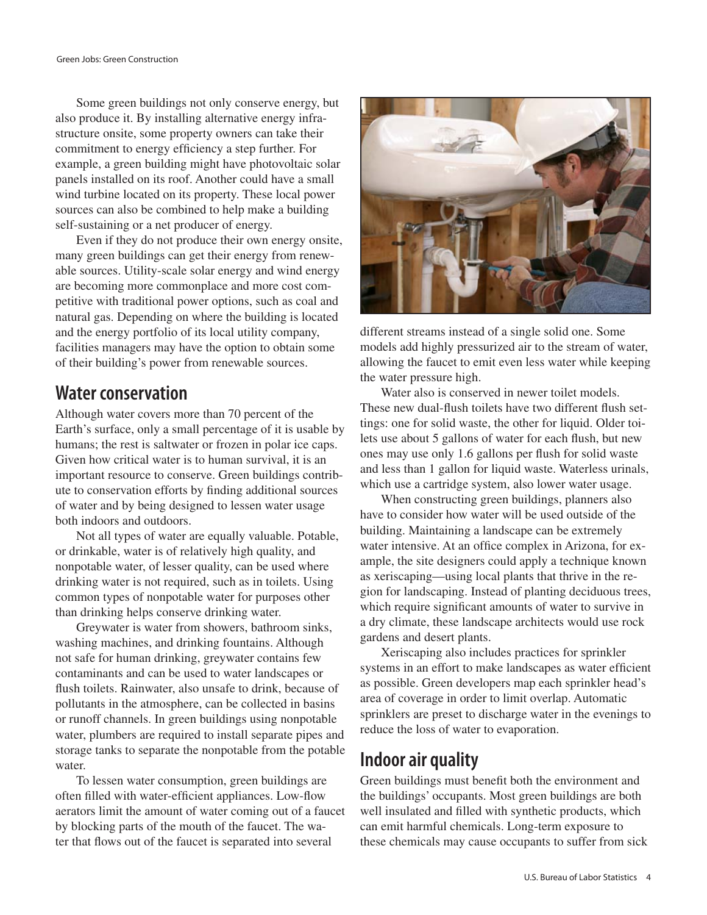Some green buildings not only conserve energy, but also produce it. By installing alternative energy infrastructure onsite, some property owners can take their commitment to energy efficiency a step further. For example, a green building might have photovoltaic solar panels installed on its roof. Another could have a small wind turbine located on its property. These local power sources can also be combined to help make a building self-sustaining or a net producer of energy.

Even if they do not produce their own energy onsite, many green buildings can get their energy from renewable sources. Utility-scale solar energy and wind energy are becoming more commonplace and more cost competitive with traditional power options, such as coal and natural gas. Depending on where the building is located and the energy portfolio of its local utility company, facilities managers may have the option to obtain some of their building's power from renewable sources.

## Water conservation

Although water covers more than 70 percent of the Earth's surface, only a small percentage of it is usable by humans; the rest is saltwater or frozen in polar ice caps. Given how critical water is to human survival, it is an important resource to conserve. Green buildings contribute to conservation efforts by finding additional sources of water and by being designed to lessen water usage both indoors and outdoors.

Not all types of water are equally valuable. Potable, or drinkable, water is of relatively high quality, and nonpotable water, of lesser quality, can be used where drinking water is not required, such as in toilets. Using common types of nonpotable water for purposes other than drinking helps conserve drinking water.

Greywater is water from showers, bathroom sinks, washing machines, and drinking fountains. Although not safe for human drinking, greywater contains few contaminants and can be used to water landscapes or flush toilets. Rainwater, also unsafe to drink, because of pollutants in the atmosphere, can be collected in basins or runoff channels. In green buildings using nonpotable water, plumbers are required to install separate pipes and storage tanks to separate the nonpotable from the potable water.

To lessen water consumption, green buildings are often filled with water-efficient appliances. Low-flow aerators limit the amount of water coming out of a faucet by blocking parts of the mouth of the faucet. The water that flows out of the faucet is separated into several different streams instead of a single solid one. Some models add highly pressurized air to the stream of water, allowing the faucet to emit even less water while keeping the water pressure high.

Water also is conserved in newer toilet models. These new dual-flush toilets have two different flush settings: one for solid waste, the other for liquid. Older toilets use about 5 gallons of water for each flush, but new ones may use only 1.6 gallons per flush for solid waste and less than 1 gallon for liquid waste. Waterless urinals, which use a cartridge system, also lower water usage.

When constructing green buildings, planners also have to consider how water will be used outside of the building. Maintaining a landscape can be extremely water intensive. At an office complex in Arizona, for example, the site designers could apply a technique known as xeriscaping—using local plants that thrive in the region for landscaping. Instead of planting deciduous trees, which require significant amounts of water to survive in a dry climate, these landscape architects would use rock gardens and desert plants.

Xeriscaping also includes practices for sprinkler systems in an effort to make landscapes as water efficient as possible. Green developers map each sprinkler head's area of coverage in order to limit overlap. Automatic sprinklers are preset to discharge water in the evenings to reduce the loss of water to evaporation.

## Indoor air quality

Green buildings must benefit both the environment and the buildings' occupants. Most green buildings are both well insulated and filled with synthetic products, which can emit harmful chemicals. Long-term exposure to these chemicals may cause occupants to suffer from sick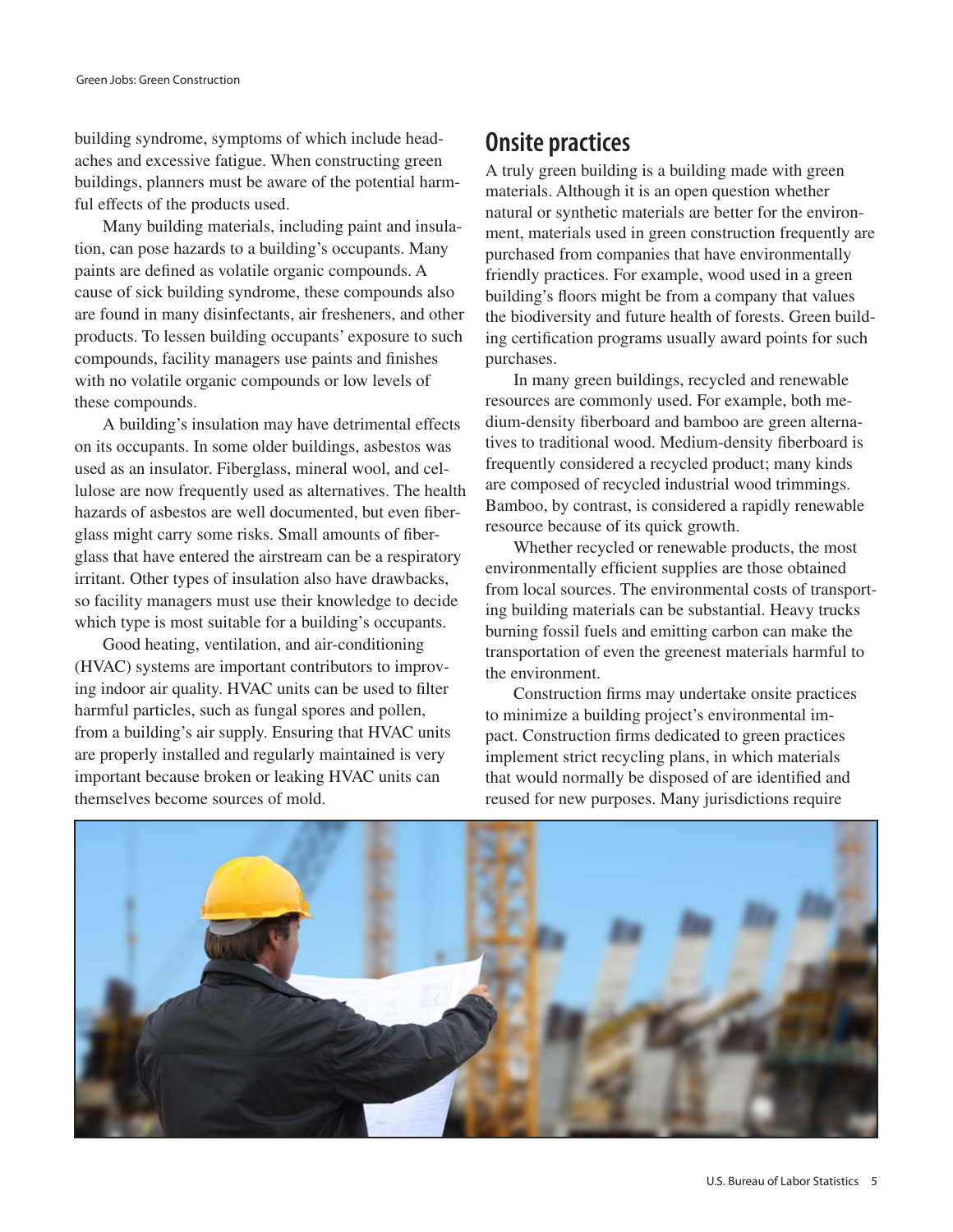building syndrome, symptoms of which include headaches and excessive fatigue. When constructing green buildings, planners must be aware of the potential harmful effects of the products used.

Many building materials, including paint and insulation, can pose hazards to a building's occupants. Many paints are defined as volatile organic compounds. A cause of sick building syndrome, these compounds also are found in many disinfectants, air fresheners, and other products. To lessen building occupants' exposure to such compounds, facility managers use paints and finishes with no volatile organic compounds or low levels of these compounds.

A building's insulation may have detrimental effects on its occupants. In some older buildings, asbestos was used as an insulator. Fiberglass, mineral wool, and cellulose are now frequently used as alternatives. The health hazards of asbestos are well documented, but even fiberglass might carry some risks. Small amounts of fiberglass that have entered the airstream can be a respiratory irritant. Other types of insulation also have drawbacks, so facility managers must use their knowledge to decide which type is most suitable for a building's occupants.

Good heating, ventilation, and air-conditioning (HVAC) systems are important contributors to improving indoor air quality. HVAC units can be used to filter harmful particles, such as fungal spores and pollen, from a building's air supply. Ensuring that HVAC units are properly installed and regularly maintained is very important because broken or leaking HVAC units can themselves become sources of mold.

## Onsite practices

A truly green building is a building made with green materials. Although it is an open question whether natural or synthetic materials are better for the environment, materials used in green construction frequently are purchased from companies that have environmentally friendly practices. For example, wood used in a green building's floors might be from a company that values the biodiversity and future health of forests. Green building certification programs usually award points for such purchases.

In many green buildings, recycled and renewable resources are commonly used. For example, both medium-density fiberboard and bamboo are green alternatives to traditional wood. Medium-density fiberboard is frequently considered a recycled product; many kinds are composed of recycled industrial wood trimmings. Bamboo, by contrast, is considered a rapidly renewable resource because of its quick growth.

Whether recycled or renewable products, the most environmentally efficient supplies are those obtained from local sources. The environmental costs of transporting building materials can be substantial. Heavy trucks burning fossil fuels and emitting carbon can make the transportation of even the greenest materials harmful to the environment.

Construction firms may undertake onsite practices to minimize a building project's environmental impact. Construction firms dedicated to green practices implement strict recycling plans, in which materials that would normally be disposed of are identified and reused for new purposes. Many jurisdictions require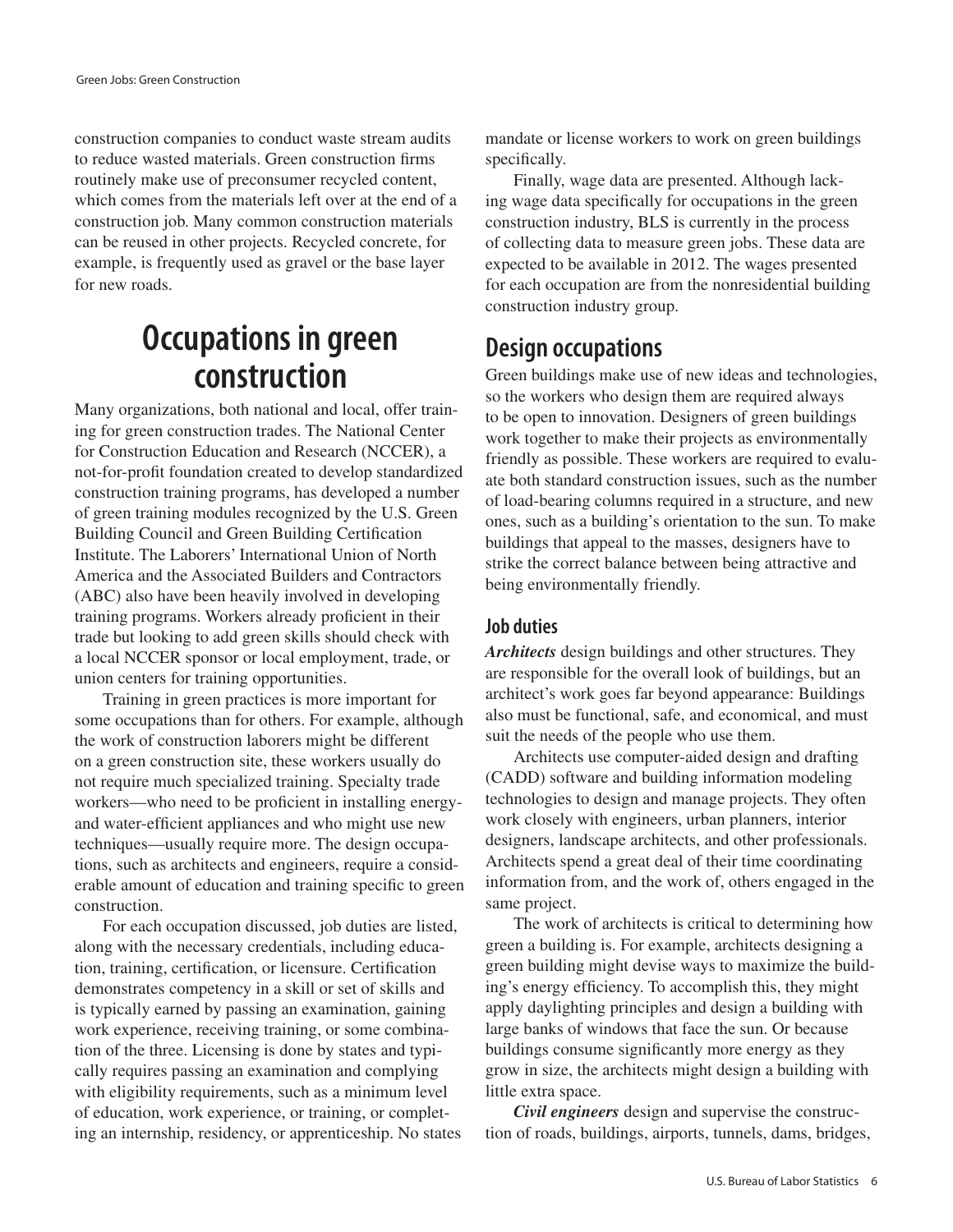construction companies to conduct waste stream audits to reduce wasted materials. Green construction firms routinely make use of preconsumer recycled content, which comes from the materials left over at the end of a construction job. Many common construction materials can be reused in other projects. Recycled concrete, for example, is frequently used as gravel or the base layer for new roads.

# Occupations in green construction

Many organizations, both national and local, offer training for green construction trades. The National Center for Construction Education and Research (NCCER), a not-for-profit foundation created to develop standardized construction training programs, has developed a number of green training modules recognized by the U.S. Green Building Council and Green Building Certification Institute. The Laborers' International Union of North America and the Associated Builders and Contractors (ABC) also have been heavily involved in developing training programs. Workers already proficient in their trade but looking to add green skills should check with a local NCCER sponsor or local employment, trade, or union centers for training opportunities.

Training in green practices is more important for some occupations than for others. For example, although the work of construction laborers might be different on a green construction site, these workers usually do not require much specialized training. Specialty trade workers—who need to be proficient in installing energy- and water-efficient appliances and who might use new techniques—usually require more. The design occupations, such as architects and engineers, require a considerable amount of education and training specific to green construction.

For each occupation discussed, job duties are listed, along with the necessary credentials, including education, training, certification, or licensure. Certification demonstrates competency in a skill or set of skills and is typically earned by passing an examination, gaining work experience, receiving training, or some combination of the three. Licensing is done by states and typically requires passing an examination and complying with eligibility requirements, such as a minimum level of education, work experience, or training, or completing an internship, residency, or apprenticeship. No states mandate or license workers to work on green buildings specifically.

Finally, wage data are presented. Although lacking wage data specifically for occupations in the green construction industry, BLS is currently in the process of collecting data to measure green jobs. These data are expected to be available in 2012. The wages presented for each occupation are from the nonresidential building construction industry group.

## Design occupations

Green buildings make use of new ideas and technologies, so the workers who design them are required always to be open to innovation. Designers of green buildings work together to make their projects as environmentally friendly as possible. These workers are required to evaluate both standard construction issues, such as the number of load-bearing columns required in a structure, and new ones, such as a building's orientation to the sun. To make buildings that appeal to the masses, designers have to strike the correct balance between being attractive and being environmentally friendly.

### Job duties

***Architects*** design buildings and other structures. They are responsible for the overall look of buildings, but an architect's work goes far beyond appearance: Buildings also must be functional, safe, and economical, and must suit the needs of the people who use them.

Architects use computer-aided design and drafting (CADD) software and building information modeling technologies to design and manage projects. They often work closely with engineers, urban planners, interior designers, landscape architects, and other professionals. Architects spend a great deal of their time coordinating information from, and the work of, others engaged in the same project.

The work of architects is critical to determining how green a building is. For example, architects designing a green building might devise ways to maximize the building's energy efficiency. To accomplish this, they might apply daylighting principles and design a building with large banks of windows that face the sun. Or because buildings consume significantly more energy as they grow in size, the architects might design a building with little extra space.

***Civil engineers*** design and supervise the construction of roads, buildings, airports, tunnels, dams, bridges,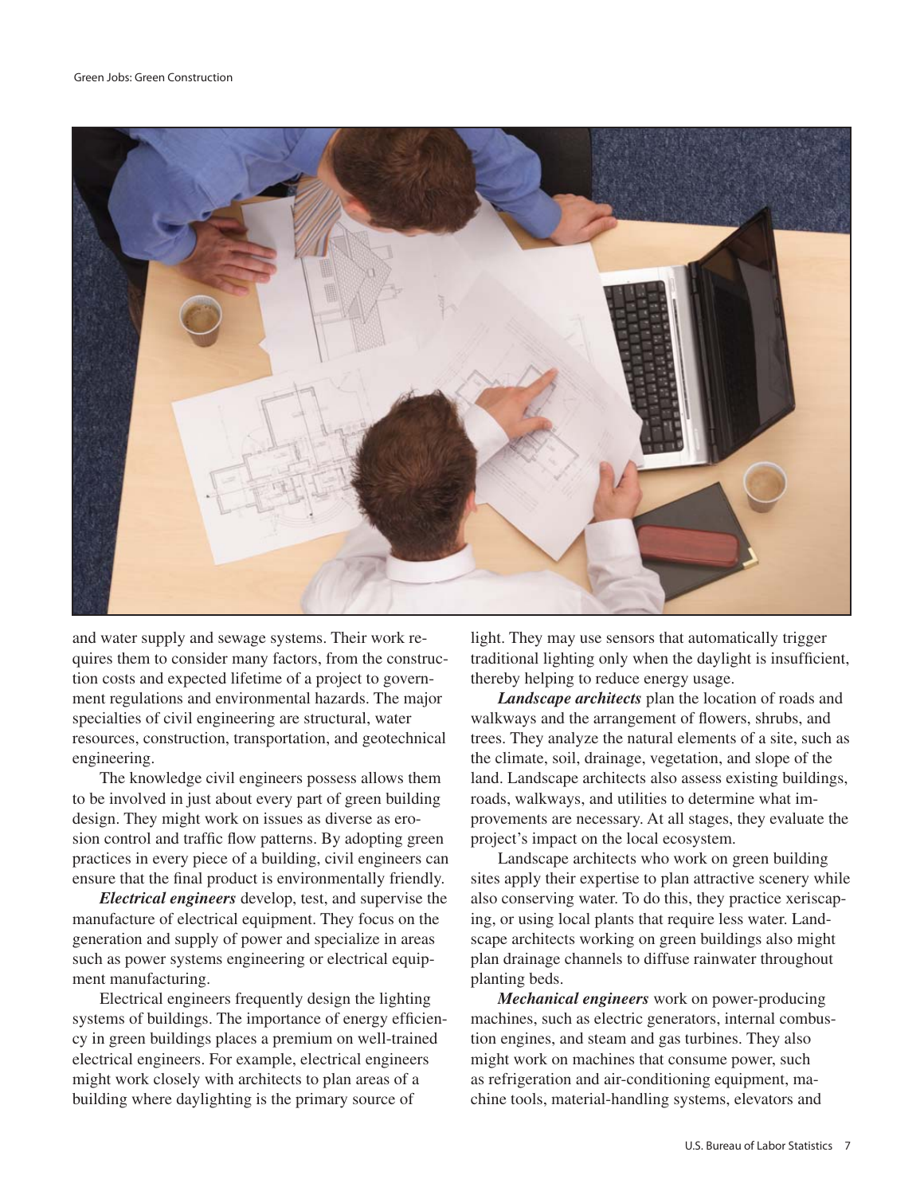and water supply and sewage systems. Their work requires them to consider many factors, from the construction costs and expected lifetime of a project to government regulations and environmental hazards. The major specialties of civil engineering are structural, water resources, construction, transportation, and geotechnical engineering.

The knowledge civil engineers possess allows them to be involved in just about every part of green building design. They might work on issues as diverse as erosion control and traffic flow patterns. By adopting green practices in every piece of a building, civil engineers can ensure that the final product is environmentally friendly.

***Electrical engineers*** develop, test, and supervise the manufacture of electrical equipment. They focus on the generation and supply of power and specialize in areas such as power systems engineering or electrical equipment manufacturing.

Electrical engineers frequently design the lighting systems of buildings. The importance of energy efficiency in green buildings places a premium on well-trained electrical engineers. For example, electrical engineers might work closely with architects to plan areas of a building where daylighting is the primary source of light. They may use sensors that automatically trigger traditional lighting only when the daylight is insufficient, thereby helping to reduce energy usage.

***Landscape architects*** plan the location of roads and walkways and the arrangement of flowers, shrubs, and trees. They analyze the natural elements of a site, such as the climate, soil, drainage, vegetation, and slope of the land. Landscape architects also assess existing buildings, roads, walkways, and utilities to determine what improvements are necessary. At all stages, they evaluate the project's impact on the local ecosystem.

Landscape architects who work on green building sites apply their expertise to plan attractive scenery while also conserving water. To do this, they practice xeriscaping, or using local plants that require less water. Landscape architects working on green buildings also might plan drainage channels to diffuse rainwater throughout planting beds.

***Mechanical engineers*** work on power-producing machines, such as electric generators, internal combustion engines, and steam and gas turbines. They also might work on machines that consume power, such as refrigeration and air-conditioning equipment, machine tools, material-handling systems, elevators and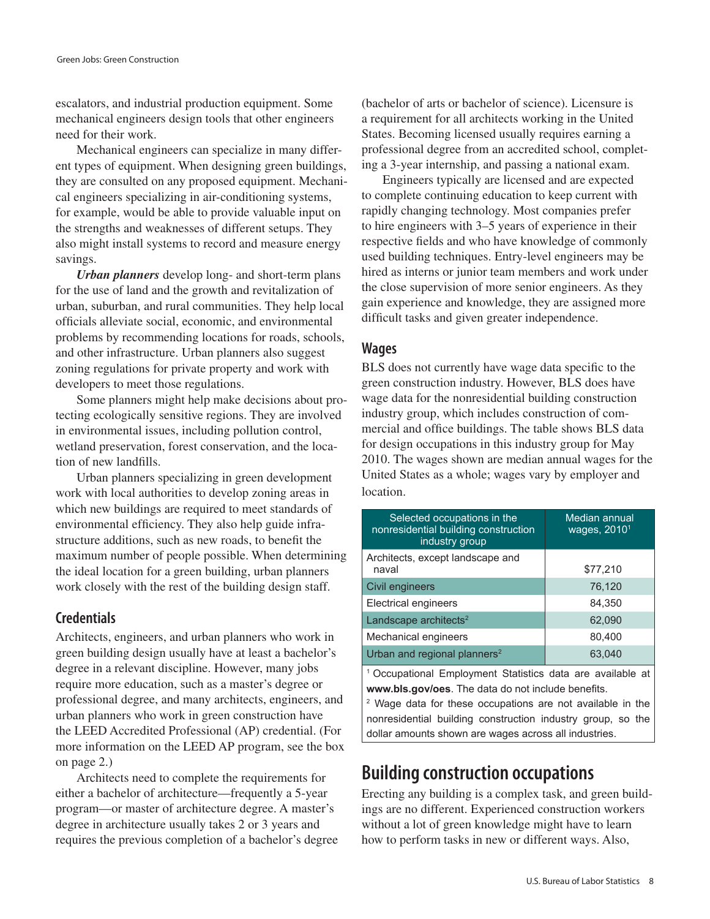escalators, and industrial production equipment. Some mechanical engineers design tools that other engineers need for their work.

Mechanical engineers can specialize in many different types of equipment. When designing green buildings, they are consulted on any proposed equipment. Mechanical engineers specializing in air-conditioning systems, for example, would be able to provide valuable input on the strengths and weaknesses of different setups. They also might install systems to record and measure energy savings.

***Urban planners*** develop long- and short-term plans for the use of land and the growth and revitalization of urban, suburban, and rural communities. They help local officials alleviate social, economic, and environmental problems by recommending locations for roads, schools, and other infrastructure. Urban planners also suggest zoning regulations for private property and work with developers to meet those regulations.

Some planners might help make decisions about protecting ecologically sensitive regions. They are involved in environmental issues, including pollution control, wetland preservation, forest conservation, and the location of new landfills.

Urban planners specializing in green development work with local authorities to develop zoning areas in which new buildings are required to meet standards of environmental efficiency. They also help guide infrastructure additions, such as new roads, to benefit the maximum number of people possible. When determining the ideal location for a green building, urban planners work closely with the rest of the building design staff.

## Credentials

Architects, engineers, and urban planners who work in green building design usually have at least a bachelor's degree in a relevant discipline. However, many jobs require more education, such as a master's degree or professional degree, and many architects, engineers, and urban planners who work in green construction have the LEED Accredited Professional (AP) credential. (For more information on the LEED AP program, see the box on page 2.)

Architects need to complete the requirements for either a bachelor of architecture—frequently a 5-year program—or master of architecture degree. A master's degree in architecture usually takes 2 or 3 years and requires the previous completion of a bachelor's degree (bachelor of arts or bachelor of science). Licensure is a requirement for all architects working in the United States. Becoming licensed usually requires earning a professional degree from an accredited school, completing a 3-year internship, and passing a national exam.

Engineers typically are licensed and are expected to complete continuing education to keep current with rapidly changing technology. Most companies prefer to hire engineers with 3–5 years of experience in their respective fields and who have knowledge of commonly used building techniques. Entry-level engineers may be hired as interns or junior team members and work under the close supervision of more senior engineers. As they gain experience and knowledge, they are assigned more difficult tasks and given greater independence.

## Wages

BLS does not currently have wage data specific to the green construction industry. However, BLS does have wage data for the nonresidential building construction industry group, which includes construction of commercial and office buildings. The table shows BLS data for design occupations in this industry group for May 2010. The wages shown are median annual wages for the United States as a whole; wages vary by employer and location.

| Selected occupations in the nonresidential building construction industry group | Median annual wages, 2010[1] |
|---|---|
| Architects, except landscape and naval | $77,210 |
| Civil engineers | 76,120 |
| Electrical engineers | 84,350 |
| Landscape architects[2] | 62,090 |
| Mechanical engineers | 80,400 |
| Urban and regional planners[2] | 63,040 |

[1] Occupational Employment Statistics data are available at **www.bls.gov/oes**. The data do not include benefits.
[2] Wage data for these occupations are not available in the nonresidential building construction industry group, so the dollar amounts shown are wages across all industries.

# Building construction occupations

Erecting any building is a complex task, and green buildings are no different. Experienced construction workers without a lot of green knowledge might have to learn how to perform tasks in new or different ways. Also,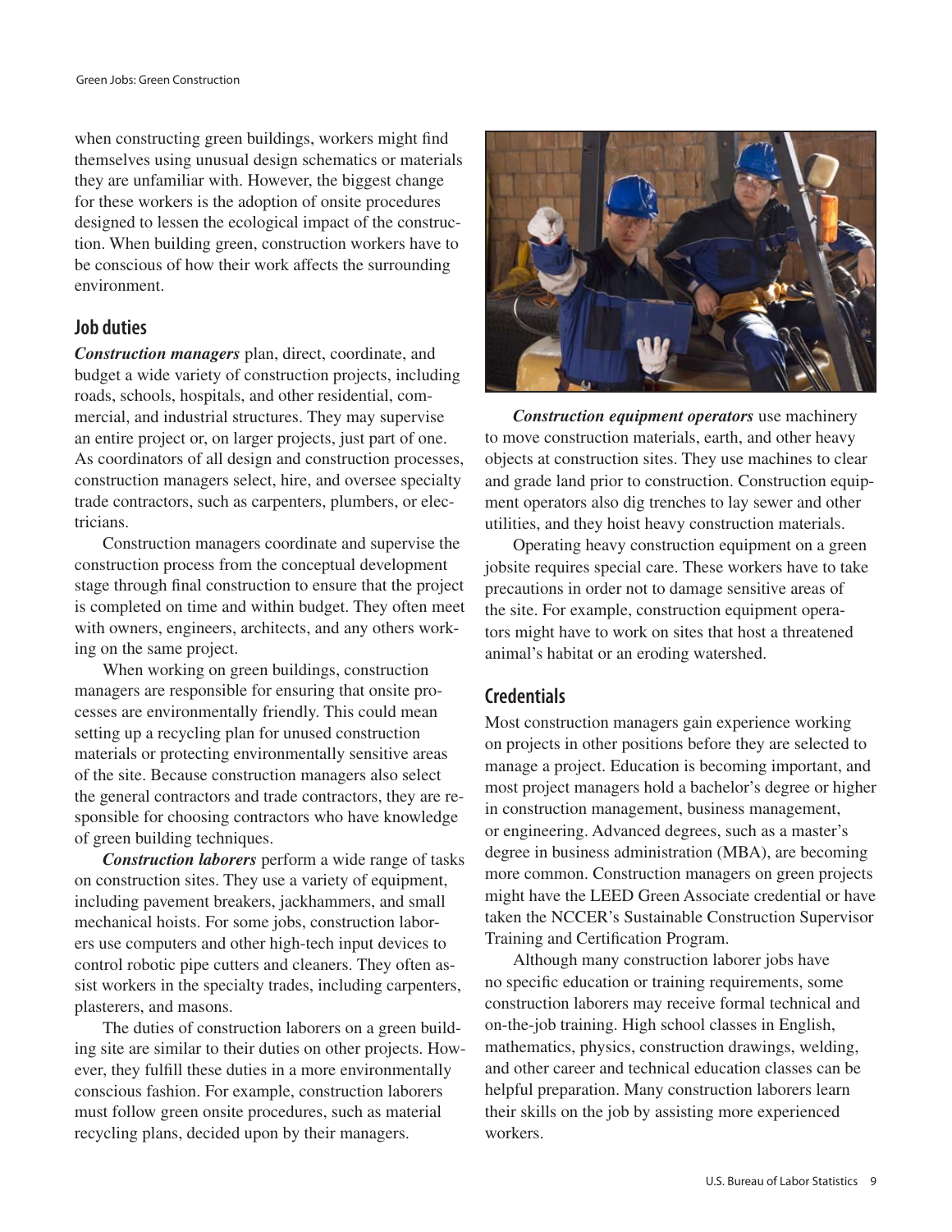when constructing green buildings, workers might find themselves using unusual design schematics or materials they are unfamiliar with. However, the biggest change for these workers is the adoption of onsite procedures designed to lessen the ecological impact of the construction. When building green, construction workers have to be conscious of how their work affects the surrounding environment.

## Job duties

***Construction managers*** plan, direct, coordinate, and budget a wide variety of construction projects, including roads, schools, hospitals, and other residential, commercial, and industrial structures. They may supervise an entire project or, on larger projects, just part of one. As coordinators of all design and construction processes, construction managers select, hire, and oversee specialty trade contractors, such as carpenters, plumbers, or electricians.

Construction managers coordinate and supervise the construction process from the conceptual development stage through final construction to ensure that the project is completed on time and within budget. They often meet with owners, engineers, architects, and any others working on the same project.

When working on green buildings, construction managers are responsible for ensuring that onsite processes are environmentally friendly. This could mean setting up a recycling plan for unused construction materials or protecting environmentally sensitive areas of the site. Because construction managers also select the general contractors and trade contractors, they are responsible for choosing contractors who have knowledge of green building techniques.

***Construction laborers*** perform a wide range of tasks on construction sites. They use a variety of equipment, including pavement breakers, jackhammers, and small mechanical hoists. For some jobs, construction laborers use computers and other high-tech input devices to control robotic pipe cutters and cleaners. They often assist workers in the specialty trades, including carpenters, plasterers, and masons.

The duties of construction laborers on a green building site are similar to their duties on other projects. However, they fulfill these duties in a more environmentally conscious fashion. For example, construction laborers must follow green onsite procedures, such as material recycling plans, decided upon by their managers.

***Construction equipment operators*** use machinery to move construction materials, earth, and other heavy objects at construction sites. They use machines to clear and grade land prior to construction. Construction equipment operators also dig trenches to lay sewer and other utilities, and they hoist heavy construction materials.

Operating heavy construction equipment on a green jobsite requires special care. These workers have to take precautions in order not to damage sensitive areas of the site. For example, construction equipment operators might have to work on sites that host a threatened animal's habitat or an eroding watershed.

## Credentials

Most construction managers gain experience working on projects in other positions before they are selected to manage a project. Education is becoming important, and most project managers hold a bachelor's degree or higher in construction management, business management, or engineering. Advanced degrees, such as a master's degree in business administration (MBA), are becoming more common. Construction managers on green projects might have the LEED Green Associate credential or have taken the NCCER's Sustainable Construction Supervisor Training and Certification Program.

Although many construction laborer jobs have no specific education or training requirements, some construction laborers may receive formal technical and on-the-job training. High school classes in English, mathematics, physics, construction drawings, welding, and other career and technical education classes can be helpful preparation. Many construction laborers learn their skills on the job by assisting more experienced workers.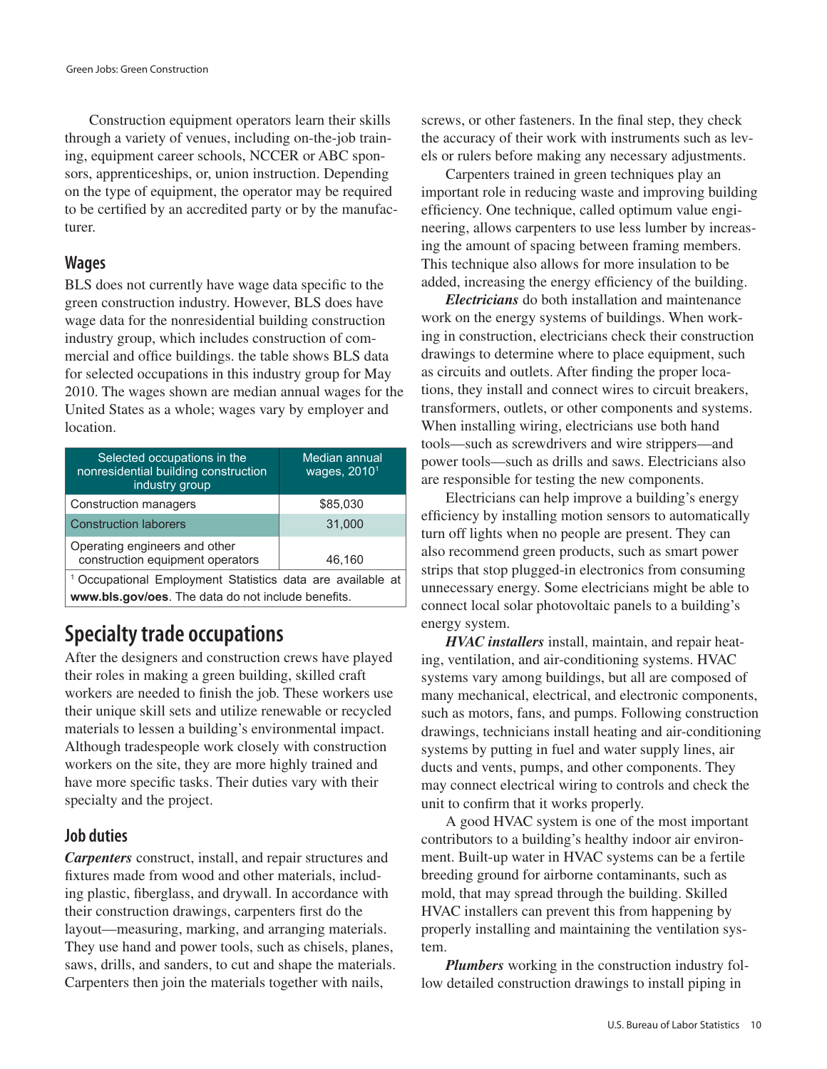Construction equipment operators learn their skills through a variety of venues, including on-the-job training, equipment career schools, NCCER or ABC sponsors, apprenticeships, or, union instruction. Depending on the type of equipment, the operator may be required to be certified by an accredited party or by the manufacturer.

### Wages

BLS does not currently have wage data specific to the green construction industry. However, BLS does have wage data for the nonresidential building construction industry group, which includes construction of commercial and office buildings. the table shows BLS data for selected occupations in this industry group for May 2010. The wages shown are median annual wages for the United States as a whole; wages vary by employer and location.

| Selected occupations in the nonresidential building construction industry group | Median annual wages, 2010[1] |
|---|---|
| Construction managers | $85,030 |
| Construction laborers | 31,000 |
| Operating engineers and other construction equipment operators | 46,160 |

[1] Occupational Employment Statistics data are available at **www.bls.gov/oes**. The data do not include benefits.

## Specialty trade occupations

After the designers and construction crews have played their roles in making a green building, skilled craft workers are needed to finish the job. These workers use their unique skill sets and utilize renewable or recycled materials to lessen a building's environmental impact. Although tradespeople work closely with construction workers on the site, they are more highly trained and have more specific tasks. Their duties vary with their specialty and the project.

### Job duties

***Carpenters*** construct, install, and repair structures and fixtures made from wood and other materials, including plastic, fiberglass, and drywall. In accordance with their construction drawings, carpenters first do the layout—measuring, marking, and arranging materials. They use hand and power tools, such as chisels, planes, saws, drills, and sanders, to cut and shape the materials. Carpenters then join the materials together with nails, screws, or other fasteners. In the final step, they check the accuracy of their work with instruments such as levels or rulers before making any necessary adjustments.

Carpenters trained in green techniques play an important role in reducing waste and improving building efficiency. One technique, called optimum value engineering, allows carpenters to use less lumber by increasing the amount of spacing between framing members. This technique also allows for more insulation to be added, increasing the energy efficiency of the building.

***Electricians*** do both installation and maintenance work on the energy systems of buildings. When working in construction, electricians check their construction drawings to determine where to place equipment, such as circuits and outlets. After finding the proper locations, they install and connect wires to circuit breakers, transformers, outlets, or other components and systems. When installing wiring, electricians use both hand tools—such as screwdrivers and wire strippers—and power tools—such as drills and saws. Electricians also are responsible for testing the new components.

Electricians can help improve a building's energy efficiency by installing motion sensors to automatically turn off lights when no people are present. They can also recommend green products, such as smart power strips that stop plugged-in electronics from consuming unnecessary energy. Some electricians might be able to connect local solar photovoltaic panels to a building's energy system.

***HVAC installers*** install, maintain, and repair heating, ventilation, and air-conditioning systems. HVAC systems vary among buildings, but all are composed of many mechanical, electrical, and electronic components, such as motors, fans, and pumps. Following construction drawings, technicians install heating and air-conditioning systems by putting in fuel and water supply lines, air ducts and vents, pumps, and other components. They may connect electrical wiring to controls and check the unit to confirm that it works properly.

A good HVAC system is one of the most important contributors to a building's healthy indoor air environment. Built-up water in HVAC systems can be a fertile breeding ground for airborne contaminants, such as mold, that may spread through the building. Skilled HVAC installers can prevent this from happening by properly installing and maintaining the ventilation system.

***Plumbers*** working in the construction industry follow detailed construction drawings to install piping in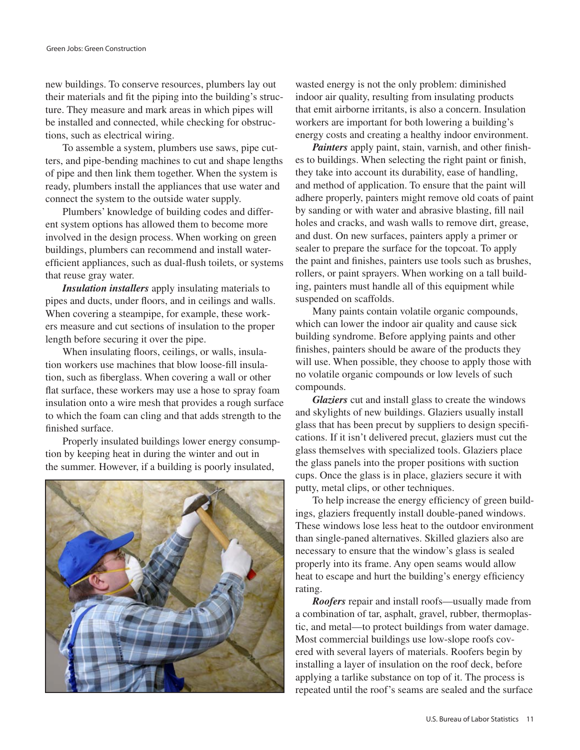new buildings. To conserve resources, plumbers lay out their materials and fit the piping into the building's structure. They measure and mark areas in which pipes will be installed and connected, while checking for obstructions, such as electrical wiring.

To assemble a system, plumbers use saws, pipe cutters, and pipe-bending machines to cut and shape lengths of pipe and then link them together. When the system is ready, plumbers install the appliances that use water and connect the system to the outside water supply.

Plumbers' knowledge of building codes and different system options has allowed them to become more involved in the design process. When working on green buildings, plumbers can recommend and install water-efficient appliances, such as dual-flush toilets, or systems that reuse gray water.

***Insulation installers*** apply insulating materials to pipes and ducts, under floors, and in ceilings and walls. When covering a steampipe, for example, these workers measure and cut sections of insulation to the proper length before securing it over the pipe.

When insulating floors, ceilings, or walls, insulation workers use machines that blow loose-fill insulation, such as fiberglass. When covering a wall or other flat surface, these workers may use a hose to spray foam insulation onto a wire mesh that provides a rough surface to which the foam can cling and that adds strength to the finished surface.

Properly insulated buildings lower energy consumption by keeping heat in during the winter and out in the summer. However, if a building is poorly insulated, wasted energy is not the only problem: diminished indoor air quality, resulting from insulating products that emit airborne irritants, is also a concern. Insulation workers are important for both lowering a building's energy costs and creating a healthy indoor environment.

***Painters*** apply paint, stain, varnish, and other finishes to buildings. When selecting the right paint or finish, they take into account its durability, ease of handling, and method of application. To ensure that the paint will adhere properly, painters might remove old coats of paint by sanding or with water and abrasive blasting, fill nail holes and cracks, and wash walls to remove dirt, grease, and dust. On new surfaces, painters apply a primer or sealer to prepare the surface for the topcoat. To apply the paint and finishes, painters use tools such as brushes, rollers, or paint sprayers. When working on a tall building, painters must handle all of this equipment while suspended on scaffolds.

Many paints contain volatile organic compounds, which can lower the indoor air quality and cause sick building syndrome. Before applying paints and other finishes, painters should be aware of the products they will use. When possible, they choose to apply those with no volatile organic compounds or low levels of such compounds.

***Glaziers*** cut and install glass to create the windows and skylights of new buildings. Glaziers usually install glass that has been precut by suppliers to design specifications. If it isn't delivered precut, glaziers must cut the glass themselves with specialized tools. Glaziers place the glass panels into the proper positions with suction cups. Once the glass is in place, glaziers secure it with putty, metal clips, or other techniques.

To help increase the energy efficiency of green buildings, glaziers frequently install double-paned windows. These windows lose less heat to the outdoor environment than single-paned alternatives. Skilled glaziers also are necessary to ensure that the window's glass is sealed properly into its frame. Any open seams would allow heat to escape and hurt the building's energy efficiency rating.

***Roofers*** repair and install roofs—usually made from a combination of tar, asphalt, gravel, rubber, thermoplastic, and metal—to protect buildings from water damage. Most commercial buildings use low-slope roofs covered with several layers of materials. Roofers begin by installing a layer of insulation on the roof deck, before applying a tarlike substance on top of it. The process is repeated until the roof's seams are sealed and the surface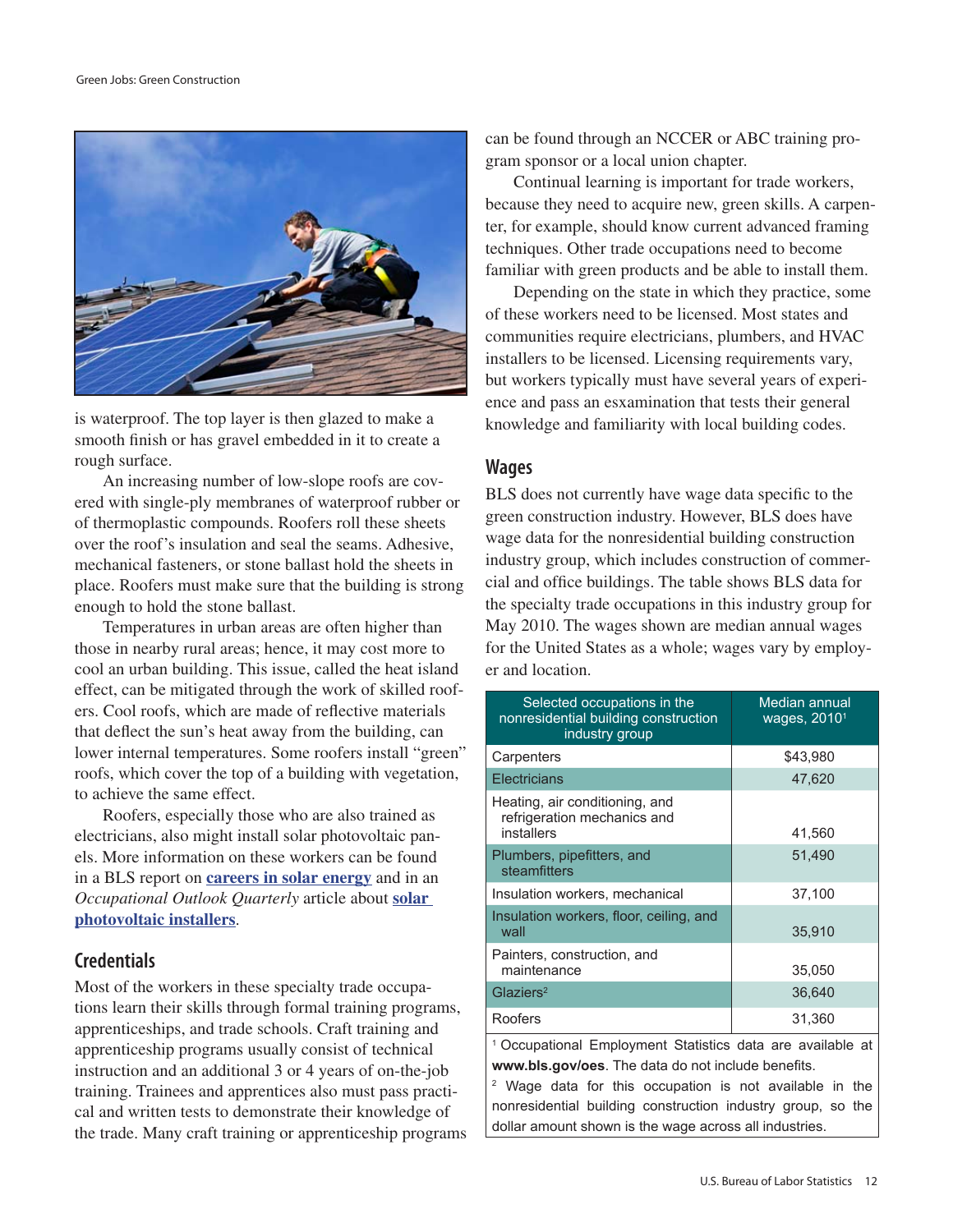is waterproof. The top layer is then glazed to make a smooth finish or has gravel embedded in it to create a rough surface.

An increasing number of low-slope roofs are covered with single-ply membranes of waterproof rubber or of thermoplastic compounds. Roofers roll these sheets over the roof's insulation and seal the seams. Adhesive, mechanical fasteners, or stone ballast hold the sheets in place. Roofers must make sure that the building is strong enough to hold the stone ballast.

Temperatures in urban areas are often higher than those in nearby rural areas; hence, it may cost more to cool an urban building. This issue, called the heat island effect, can be mitigated through the work of skilled roofers. Cool roofs, which are made of reflective materials that deflect the sun's heat away from the building, can lower internal temperatures. Some roofers install "green" roofs, which cover the top of a building with vegetation, to achieve the same effect.

Roofers, especially those who are also trained as electricians, also might install solar photovoltaic panels. More information on these workers can be found in a BLS report on **careers in solar energy** and in an *Occupational Outlook Quarterly* article about **solar photovoltaic installers**.

## Credentials

Most of the workers in these specialty trade occupations learn their skills through formal training programs, apprenticeships, and trade schools. Craft training and apprenticeship programs usually consist of technical instruction and an additional 3 or 4 years of on-the-job training. Trainees and apprentices also must pass practical and written tests to demonstrate their knowledge of the trade. Many craft training or apprenticeship programs can be found through an NCCER or ABC training program sponsor or a local union chapter.

Continual learning is important for trade workers, because they need to acquire new, green skills. A carpenter, for example, should know current advanced framing techniques. Other trade occupations need to become familiar with green products and be able to install them.

Depending on the state in which they practice, some of these workers need to be licensed. Most states and communities require electricians, plumbers, and HVAC installers to be licensed. Licensing requirements vary, but workers typically must have several years of experience and pass an esxamination that tests their general knowledge and familiarity with local building codes.

## Wages

BLS does not currently have wage data specific to the green construction industry. However, BLS does have wage data for the nonresidential building construction industry group, which includes construction of commercial and office buildings. The table shows BLS data for the specialty trade occupations in this industry group for May 2010. The wages shown are median annual wages for the United States as a whole; wages vary by employer and location.

| Selected occupations in the nonresidential building construction industry group | Median annual wages, 2010[1] |
|---|---|
| Carpenters | $43,980 |
| Electricians | 47,620 |
| Heating, air conditioning, and refrigeration mechanics and installers | 41,560 |
| Plumbers, pipefitters, and steamfitters | 51,490 |
| Insulation workers, mechanical | 37,100 |
| Insulation workers, floor, ceiling, and wall | 35,910 |
| Painters, construction, and maintenance | 35,050 |
| Glaziers[2] | 36,640 |
| Roofers | 31,360 |

[1] Occupational Employment Statistics data are available at **www.bls.gov/oes**. The data do not include benefits.

[2] Wage data for this occupation is not available in the nonresidential building construction industry group, so the dollar amount shown is the wage across all industries.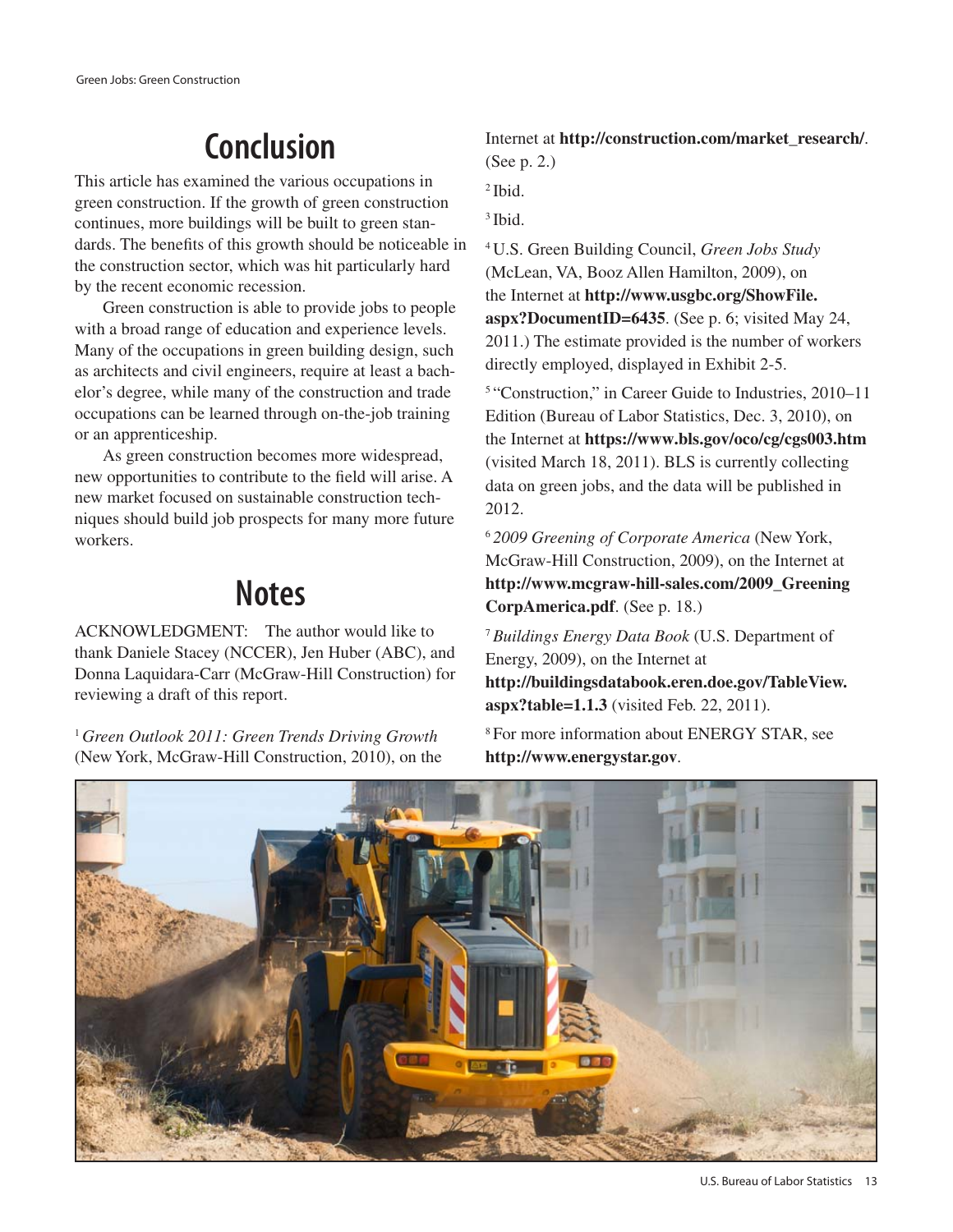## Conclusion

This article has examined the various occupations in green construction. If the growth of green construction continues, more buildings will be built to green standards. The benefits of this growth should be noticeable in the construction sector, which was hit particularly hard by the recent economic recession.

Green construction is able to provide jobs to people with a broad range of education and experience levels. Many of the occupations in green building design, such as architects and civil engineers, require at least a bachelor's degree, while many of the construction and trade occupations can be learned through on-the-job training or an apprenticeship.

As green construction becomes more widespread, new opportunities to contribute to the field will arise. A new market focused on sustainable construction techniques should build job prospects for many more future workers.

## Notes

ACKNOWLEDGMENT: The author would like to thank Daniele Stacey (NCCER), Jen Huber (ABC), and Donna Laquidara-Carr (McGraw-Hill Construction) for reviewing a draft of this report.

[1] *Green Outlook 2011: Green Trends Driving Growth* (New York, McGraw-Hill Construction, 2010), on the Internet at **http://construction.com/market_research/**. (See p. 2.)

[2] Ibid.

[3] Ibid.

[4] U.S. Green Building Council, *Green Jobs Study* (McLean, VA, Booz Allen Hamilton, 2009), on the Internet at **http://www.usgbc.org/ShowFile.aspx?DocumentID=6435**. (See p. 6; visited May 24, 2011.) The estimate provided is the number of workers directly employed, displayed in Exhibit 2-5.

[5] "Construction," in Career Guide to Industries, 2010–11 Edition (Bureau of Labor Statistics, Dec. 3, 2010), on the Internet at **https://www.bls.gov/oco/cg/cgs003.htm** (visited March 18, 2011). BLS is currently collecting data on green jobs, and the data will be published in 2012.

[6] *2009 Greening of Corporate America* (New York, McGraw-Hill Construction, 2009), on the Internet at **http://www.mcgraw-hill-sales.com/2009_GreeningCorpAmerica.pdf**. (See p. 18.)

[7] *Buildings Energy Data Book* (U.S. Department of Energy, 2009), on the Internet at **http://buildingsdatabook.eren.doe.gov/TableView.aspx?table=1.1.3** (visited Feb. 22, 2011).

[8] For more information about ENERGY STAR, see **http://www.energystar.gov**.